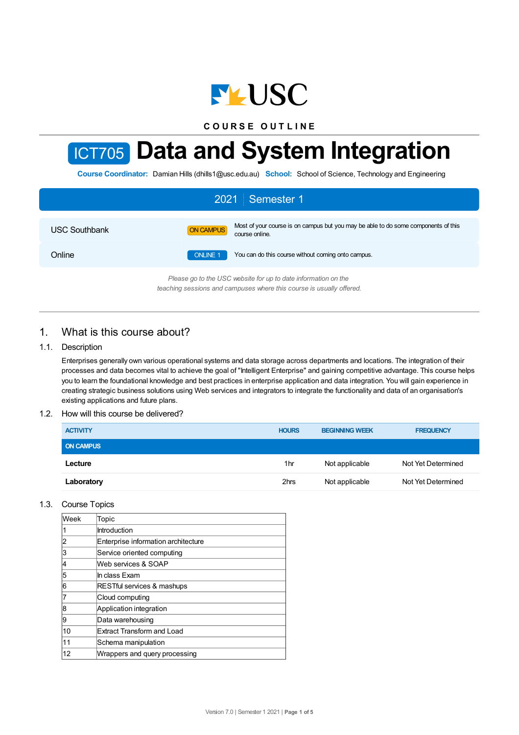USC

COURSE OUTLINE

# ICT705 Data and System Integration

**Course Coordinator:** Damian Hills (dhills1@usc.edu.au) **School:** School of Science, Technology and Engineering

## 2021 | Semester 1

| | | |
|---|---|---|
| USC Southbank | ON CAMPUS | Most of your course is on campus but you may be able to do some components of this course online. |
| Online | ONLINE 1 | You can do this course without coming onto campus. |

*Please go to the USC website for up to date information on the teaching sessions and campuses where this course is usually offered.*

## 1. What is this course about?

### 1.1. Description

Enterprises generally own various operational systems and data storage across departments and locations. The integration of their processes and data becomes vital to achieve the goal of "Intelligent Enterprise" and gaining competitive advantage. This course helps you to learn the foundational knowledge and best practices in enterprise application and data integration. You will gain experience in creating strategic business solutions using Web services and integrators to integrate the functionality and data of an organisation's existing applications and future plans.

### 1.2. How will this course be delivered?

| ACTIVITY | HOURS | BEGINNING WEEK | FREQUENCY |
|---|---|---|---|
| **ON CAMPUS** | | | |
| **Lecture** | 1hr | Not applicable | Not Yet Determined |
| **Laboratory** | 2hrs | Not applicable | Not Yet Determined |

### 1.3. Course Topics

| Week | Topic |
|---|---|
| 1 | Introduction |
| 2 | Enterprise information architecture |
| 3 | Service oriented computing |
| 4 | Web services & SOAP |
| 5 | In class Exam |
| 6 | RESTful services & mashups |
| 7 | Cloud computing |
| 8 | Application integration |
| 9 | Data warehousing |
| 10 | Extract Transform and Load |
| 11 | Schema manipulation |
| 12 | Wrappers and query processing |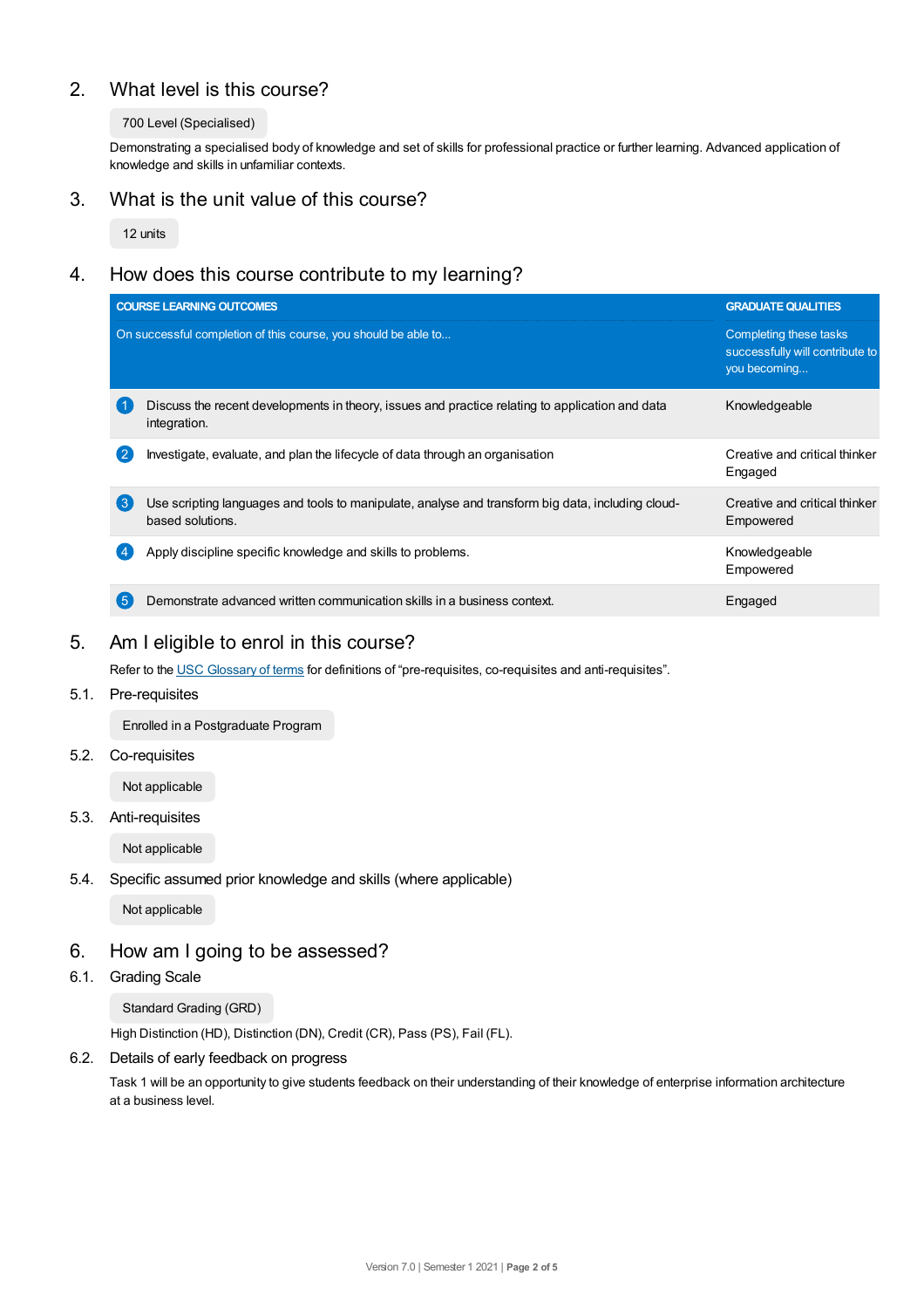## 2. What level is this course?

700 Level (Specialised)

Demonstrating a specialised body of knowledge and set of skills for professional practice or further learning. Advanced application of knowledge and skills in unfamiliar contexts.

## 3. What is the unit value of this course?

12 units

## 4. How does this course contribute to my learning?

| COURSE LEARNING OUTCOMES<br>On successful completion of this course, you should be able to... | GRADUATE QUALITIES<br>Completing these tasks successfully will contribute to you becoming... |
|---|---|
| 1 Discuss the recent developments in theory, issues and practice relating to application and data integration. | Knowledgeable |
| 2 Investigate, evaluate, and plan the lifecycle of data through an organisation | Creative and critical thinker<br>Engaged |
| 3 Use scripting languages and tools to manipulate, analyse and transform big data, including cloud-based solutions. | Creative and critical thinker<br>Empowered |
| 4 Apply discipline specific knowledge and skills to problems. | Knowledgeable<br>Empowered |
| 5 Demonstrate advanced written communication skills in a business context. | Engaged |

## 5. Am I eligible to enrol in this course?

Refer to the USC Glossary of terms for definitions of "pre-requisites, co-requisites and anti-requisites".

### 5.1. Pre-requisites

Enrolled in a Postgraduate Program

### 5.2. Co-requisites

Not applicable

### 5.3. Anti-requisites

Not applicable

### 5.4. Specific assumed prior knowledge and skills (where applicable)

Not applicable

## 6. How am I going to be assessed?

### 6.1. Grading Scale

Standard Grading (GRD)

High Distinction (HD), Distinction (DN), Credit (CR), Pass (PS), Fail (FL).

### 6.2. Details of early feedback on progress

Task 1 will be an opportunity to give students feedback on their understanding of their knowledge of enterprise information architecture at a business level.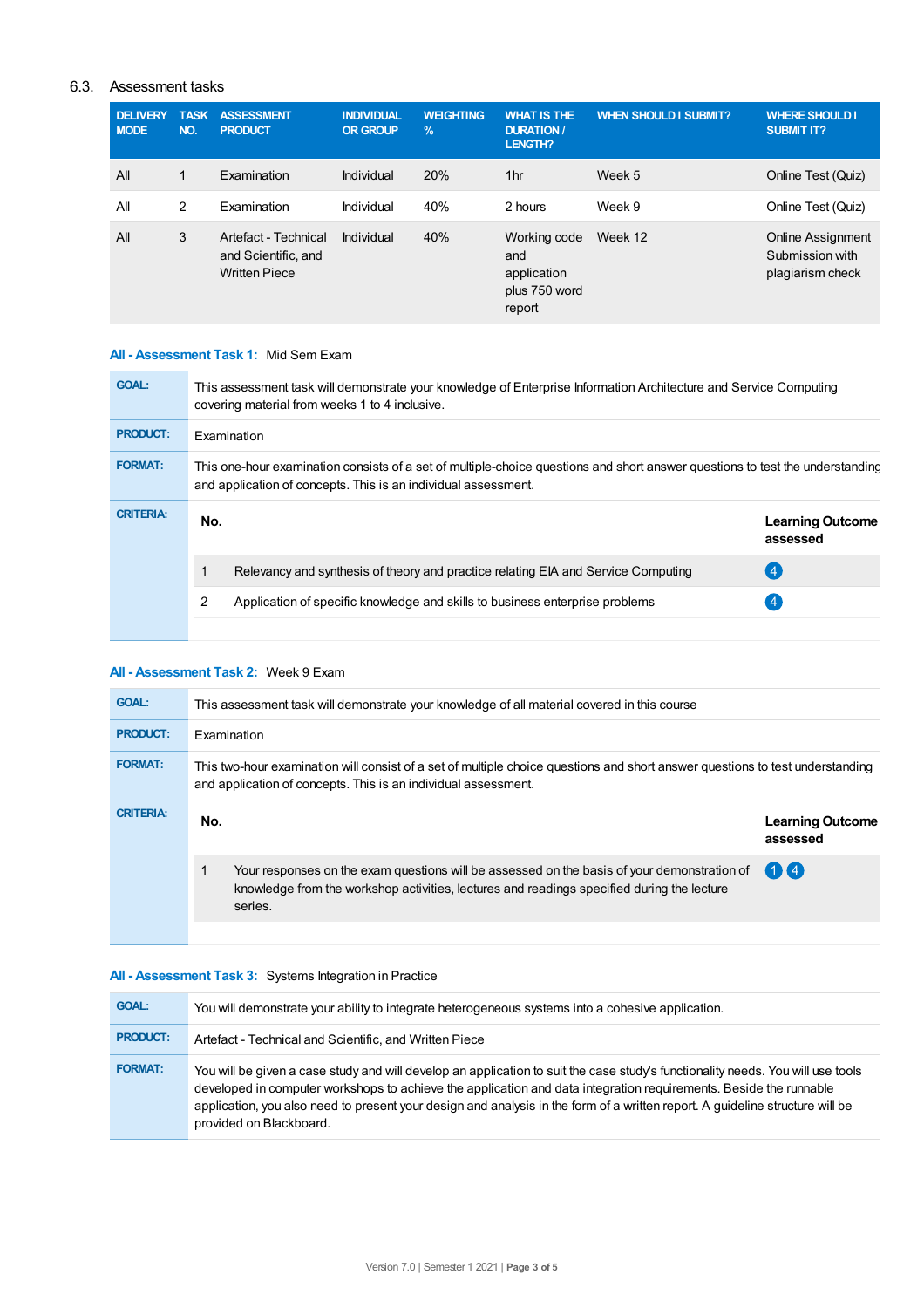## 6.3. Assessment tasks

| DELIVERY MODE | TASK NO. | ASSESSMENT PRODUCT | INDIVIDUAL OR GROUP | WEIGHTING % | WHAT IS THE DURATION / LENGTH? | WHEN SHOULD I SUBMIT? | WHERE SHOULD I SUBMIT IT? |
|---|---|---|---|---|---|---|---|
| All | 1 | Examination | Individual | 20% | 1hr | Week 5 | Online Test (Quiz) |
| All | 2 | Examination | Individual | 40% | 2 hours | Week 9 | Online Test (Quiz) |
| All | 3 | Artefact - Technical and Scientific, and Written Piece | Individual | 40% | Working code and application plus 750 word report | Week 12 | Online Assignment Submission with plagiarism check |

### All - Assessment Task 1: Mid Sem Exam

**GOAL:** This assessment task will demonstrate your knowledge of Enterprise Information Architecture and Service Computing covering material from weeks 1 to 4 inclusive.

**PRODUCT:** Examination

**FORMAT:** This one-hour examination consists of a set of multiple-choice questions and short answer questions to test the understanding and application of concepts. This is an individual assessment.

**CRITERIA:**

| No. | | Learning Outcome assessed |
|---|---|---|
| 1 | Relevancy and synthesis of theory and practice relating EIA and Service Computing | 4 |
| 2 | Application of specific knowledge and skills to business enterprise problems | 4 |

### All - Assessment Task 2: Week 9 Exam

**GOAL:** This assessment task will demonstrate your knowledge of all material covered in this course

**PRODUCT:** Examination

**FORMAT:** This two-hour examination will consist of a set of multiple choice questions and short answer questions to test understanding and application of concepts. This is an individual assessment.

**CRITERIA:**

| No. | | Learning Outcome assessed |
|---|---|---|
| 1 | Your responses on the exam questions will be assessed on the basis of your demonstration of knowledge from the workshop activities, lectures and readings specified during the lecture series. | 1 4 |

### All - Assessment Task 3: Systems Integration in Practice

**GOAL:** You will demonstrate your ability to integrate heterogeneous systems into a cohesive application.

**PRODUCT:** Artefact - Technical and Scientific, and Written Piece

**FORMAT:** You will be given a case study and will develop an application to suit the case study's functionality needs. You will use tools developed in computer workshops to achieve the application and data integration requirements. Beside the runnable application, you also need to present your design and analysis in the form of a written report. A guideline structure will be provided on Blackboard.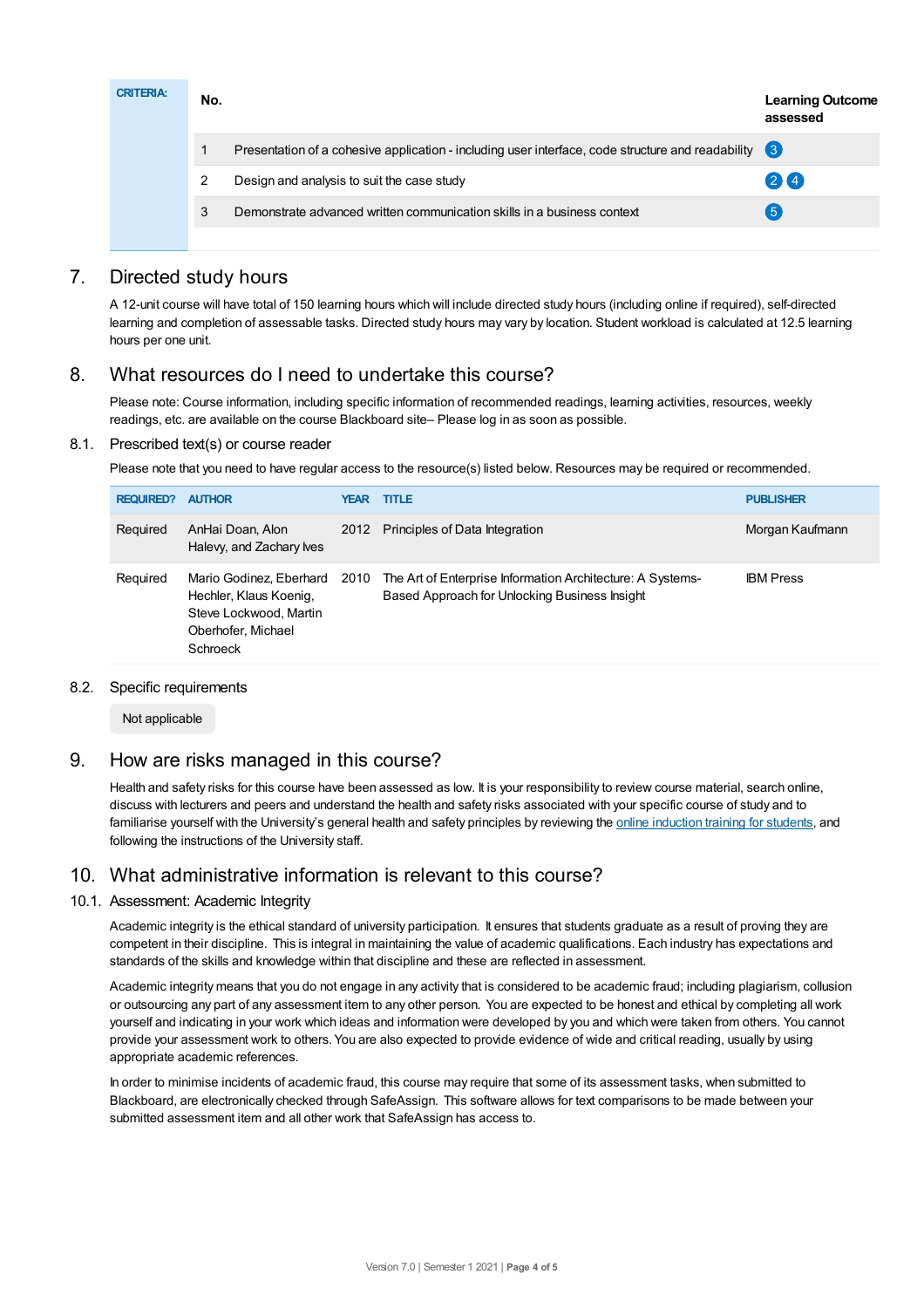| CRITERIA: | No. | | Learning Outcome assessed |
|---|---|---|---|
| | 1 | Presentation of a cohesive application - including user interface, code structure and readability | 3 |
| | 2 | Design and analysis to suit the case study | 2 4 |
| | 3 | Demonstrate advanced written communication skills in a business context | 5 |

## 7. Directed study hours

A 12-unit course will have total of 150 learning hours which will include directed study hours (including online if required), self-directed learning and completion of assessable tasks. Directed study hours may vary by location. Student workload is calculated at 12.5 learning hours per one unit.

## 8. What resources do I need to undertake this course?

Please note: Course information, including specific information of recommended readings, learning activities, resources, weekly readings, etc. are available on the course Blackboard site– Please log in as soon as possible.

### 8.1. Prescribed text(s) or course reader

Please note that you need to have regular access to the resource(s) listed below. Resources may be required or recommended.

| REQUIRED? | AUTHOR | YEAR | TITLE | PUBLISHER |
|---|---|---|---|---|
| Required | AnHai Doan, Alon Halevy, and Zachary Ives | 2012 | Principles of Data Integration | Morgan Kaufmann |
| Required | Mario Godinez, Eberhard Hechler, Klaus Koenig, Steve Lockwood, Martin Oberhofer, Michael Schroeck | 2010 | The Art of Enterprise Information Architecture: A Systems-Based Approach for Unlocking Business Insight | IBM Press |

### 8.2. Specific requirements

Not applicable

## 9. How are risks managed in this course?

Health and safety risks for this course have been assessed as low. It is your responsibility to review course material, search online, discuss with lecturers and peers and understand the health and safety risks associated with your specific course of study and to familiarise yourself with the University's general health and safety principles by reviewing the online induction training for students, and following the instructions of the University staff.

## 10. What administrative information is relevant to this course?

### 10.1. Assessment: Academic Integrity

Academic integrity is the ethical standard of university participation. It ensures that students graduate as a result of proving they are competent in their discipline. This is integral in maintaining the value of academic qualifications. Each industry has expectations and standards of the skills and knowledge within that discipline and these are reflected in assessment.

Academic integrity means that you do not engage in any activity that is considered to be academic fraud; including plagiarism, collusion or outsourcing any part of any assessment item to any other person. You are expected to be honest and ethical by completing all work yourself and indicating in your work which ideas and information were developed by you and which were taken from others. You cannot provide your assessment work to others. You are also expected to provide evidence of wide and critical reading, usually by using appropriate academic references.

In order to minimise incidents of academic fraud, this course may require that some of its assessment tasks, when submitted to Blackboard, are electronically checked through SafeAssign. This software allows for text comparisons to be made between your submitted assessment item and all other work that SafeAssign has access to.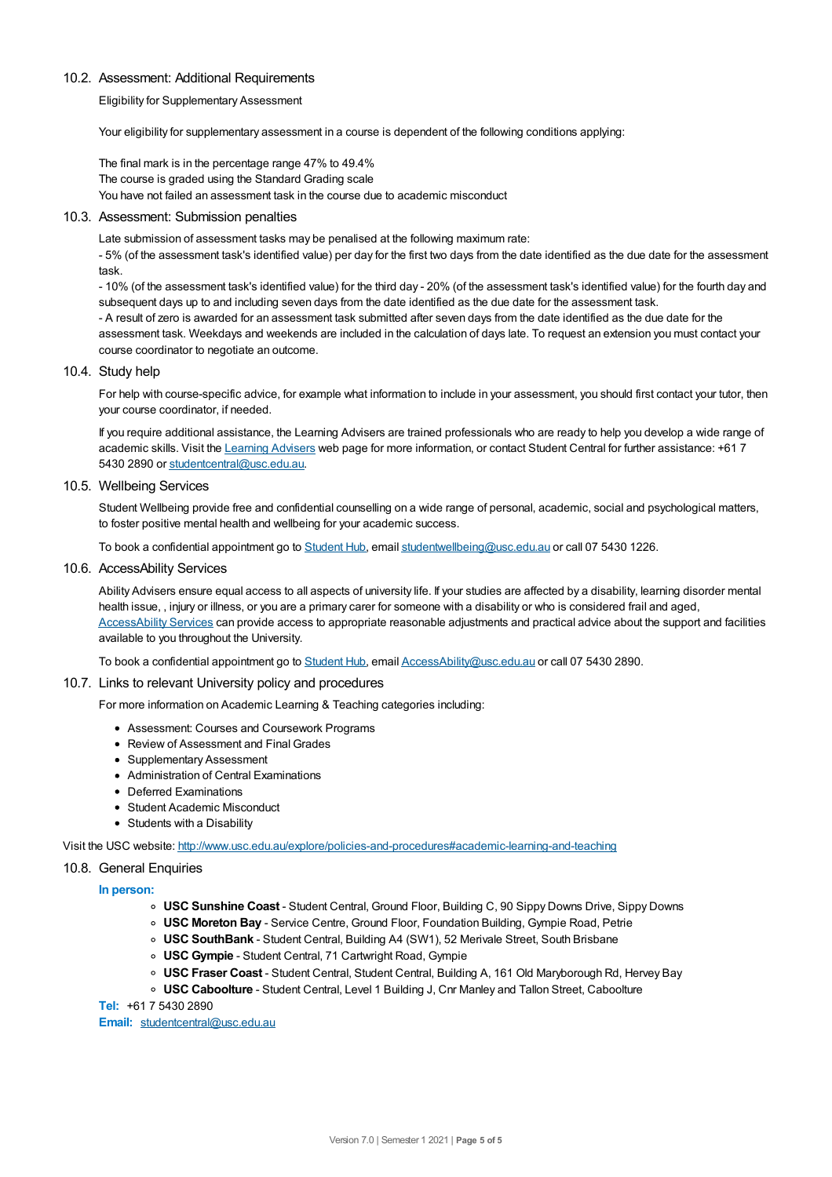### 10.2. Assessment: Additional Requirements

Eligibility for Supplementary Assessment

Your eligibility for supplementary assessment in a course is dependent of the following conditions applying:

The final mark is in the percentage range 47% to 49.4%
The course is graded using the Standard Grading scale
You have not failed an assessment task in the course due to academic misconduct

### 10.3. Assessment: Submission penalties

Late submission of assessment tasks may be penalised at the following maximum rate:
- 5% (of the assessment task's identified value) per day for the first two days from the date identified as the due date for the assessment task.
- 10% (of the assessment task's identified value) for the third day - 20% (of the assessment task's identified value) for the fourth day and subsequent days up to and including seven days from the date identified as the due date for the assessment task.
- A result of zero is awarded for an assessment task submitted after seven days from the date identified as the due date for the assessment task. Weekdays and weekends are included in the calculation of days late. To request an extension you must contact your course coordinator to negotiate an outcome.

### 10.4. Study help

For help with course-specific advice, for example what information to include in your assessment, you should first contact your tutor, then your course coordinator, if needed.

If you require additional assistance, the Learning Advisers are trained professionals who are ready to help you develop a wide range of academic skills. Visit the Learning Advisers web page for more information, or contact Student Central for further assistance: +61 7 5430 2890 or studentcentral@usc.edu.au.

### 10.5. Wellbeing Services

Student Wellbeing provide free and confidential counselling on a wide range of personal, academic, social and psychological matters, to foster positive mental health and wellbeing for your academic success.

To book a confidential appointment go to Student Hub, email studentwellbeing@usc.edu.au or call 07 5430 1226.

### 10.6. AccessAbility Services

Ability Advisers ensure equal access to all aspects of university life. If your studies are affected by a disability, learning disorder mental health issue, , injury or illness, or you are a primary carer for someone with a disability or who is considered frail and aged, AccessAbility Services can provide access to appropriate reasonable adjustments and practical advice about the support and facilities available to you throughout the University.

To book a confidential appointment go to Student Hub, email AccessAbility@usc.edu.au or call 07 5430 2890.

### 10.7. Links to relevant University policy and procedures

For more information on Academic Learning & Teaching categories including:

- Assessment: Courses and Coursework Programs
- Review of Assessment and Final Grades
- Supplementary Assessment
- Administration of Central Examinations
- Deferred Examinations
- Student Academic Misconduct
- Students with a Disability

Visit the USC website: http://www.usc.edu.au/explore/policies-and-procedures#academic-learning-and-teaching

### 10.8. General Enquiries

**In person:**

- **USC Sunshine Coast** - Student Central, Ground Floor, Building C, 90 Sippy Downs Drive, Sippy Downs
- **USC Moreton Bay** - Service Centre, Ground Floor, Foundation Building, Gympie Road, Petrie
- **USC SouthBank** - Student Central, Building A4 (SW1), 52 Merivale Street, South Brisbane
- **USC Gympie** - Student Central, 71 Cartwright Road, Gympie
- **USC Fraser Coast** - Student Central, Student Central, Building A, 161 Old Maryborough Rd, Hervey Bay
- **USC Caboolture** - Student Central, Level 1 Building J, Cnr Manley and Tallon Street, Caboolture

**Tel:** +61 7 5430 2890

**Email:** studentcentral@usc.edu.au